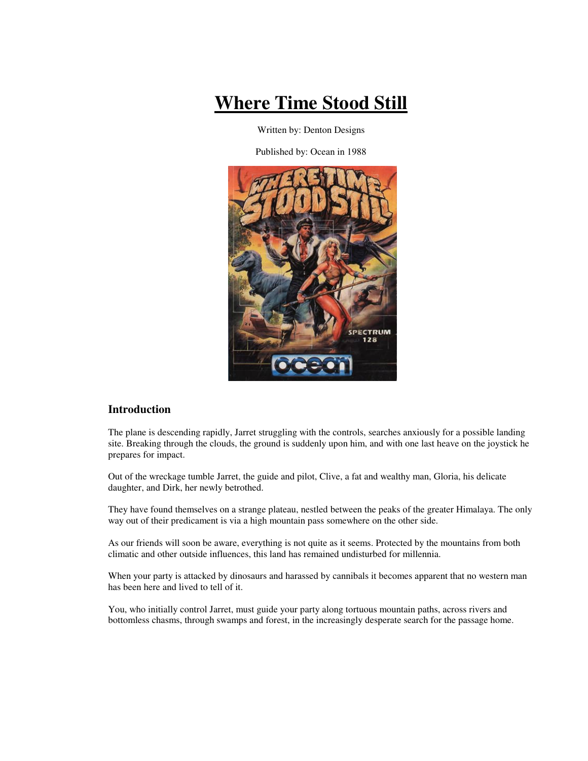# Where Time Stood Still

Written by: Denton Designs

Published by: Ocean in 1988

## Introduction

The plane is descending rapidly, Jarret struggling with the controls, searches anxiously for a possible landing site. Breaking through the clouds, the ground is suddenly upon him, and with one last heave on the joystick he prepares for impact.

Out of the wreckage tumble Jarret, the guide and pilot, Clive, a fat and wealthy man, Gloria, his delicate daughter, and Dirk, her newly betrothed.

They have found themselves on a strange plateau, nestled between the peaks of the greater Himalaya. The only way out of their predicament is via a high mountain pass somewhere on the other side.

As our friends will soon be aware, everything is not quite as it seems. Protected by the mountains from both climatic and other outside influences, this land has remained undisturbed for millennia.

When your party is attacked by dinosaurs and harassed by cannibals it becomes apparent that no western man has been here and lived to tell of it.

You, who initially control Jarret, must guide your party along tortuous mountain paths, across rivers and bottomless chasms, through swamps and forest, in the increasingly desperate search for the passage home.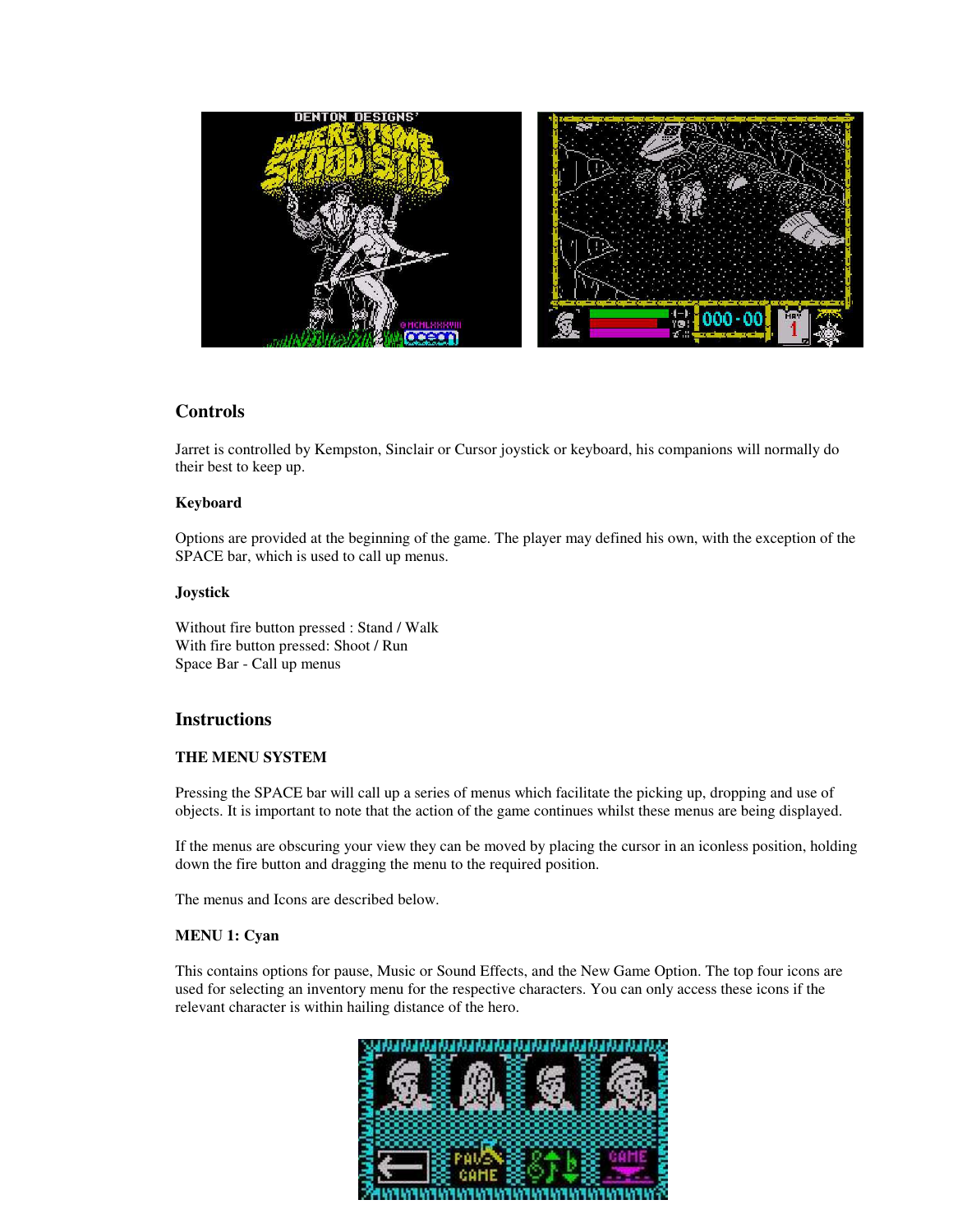## Controls

Jarret is controlled by Kempston, Sinclair or Cursor joystick or keyboard, his companions will normally do their best to keep up.

### Keyboard

Options are provided at the beginning of the game. The player may defined his own, with the exception of the SPACE bar, which is used to call up menus.

### Joystick

Without fire button pressed : Stand / Walk
With fire button pressed: Shoot / Run
Space Bar - Call up menus

## Instructions

### THE MENU SYSTEM

Pressing the SPACE bar will call up a series of menus which facilitate the picking up, dropping and use of objects. It is important to note that the action of the game continues whilst these menus are being displayed.

If the menus are obscuring your view they can be moved by placing the cursor in an iconless position, holding down the fire button and dragging the menu to the required position.

The menus and Icons are described below.

### MENU 1: Cyan

This contains options for pause, Music or Sound Effects, and the New Game Option. The top four icons are used for selecting an inventory menu for the respective characters. You can only access these icons if the relevant character is within hailing distance of the hero.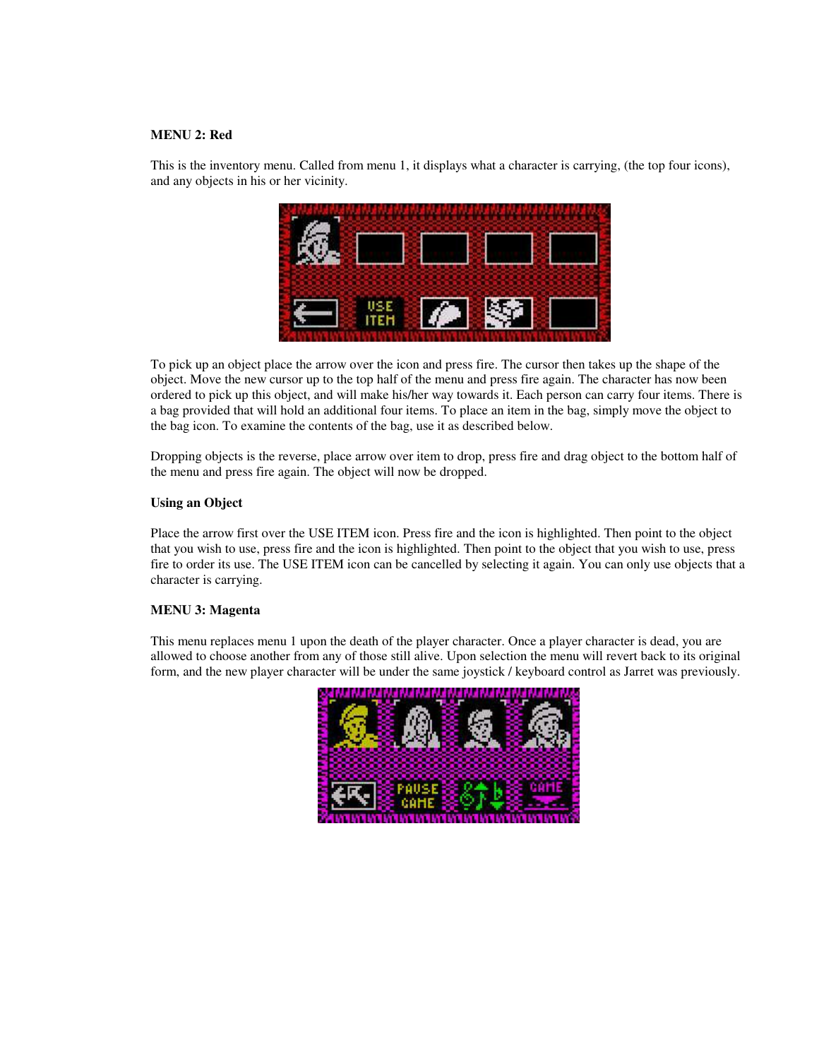**MENU 2: Red**

This is the inventory menu. Called from menu 1, it displays what a character is carrying, (the top four icons), and any objects in his or her vicinity.

To pick up an object place the arrow over the icon and press fire. The cursor then takes up the shape of the object. Move the new cursor up to the top half of the menu and press fire again. The character has now been ordered to pick up this object, and will make his/her way towards it. Each person can carry four items. There is a bag provided that will hold an additional four items. To place an item in the bag, simply move the object to the bag icon. To examine the contents of the bag, use it as described below.

Dropping objects is the reverse, place arrow over item to drop, press fire and drag object to the bottom half of the menu and press fire again. The object will now be dropped.

**Using an Object**

Place the arrow first over the USE ITEM icon. Press fire and the icon is highlighted. Then point to the object that you wish to use, press fire and the icon is highlighted. Then point to the object that you wish to use, press fire to order its use. The USE ITEM icon can be cancelled by selecting it again. You can only use objects that a character is carrying.

**MENU 3: Magenta**

This menu replaces menu 1 upon the death of the player character. Once a player character is dead, you are allowed to choose another from any of those still alive. Upon selection the menu will revert back to its original form, and the new player character will be under the same joystick / keyboard control as Jarret was previously.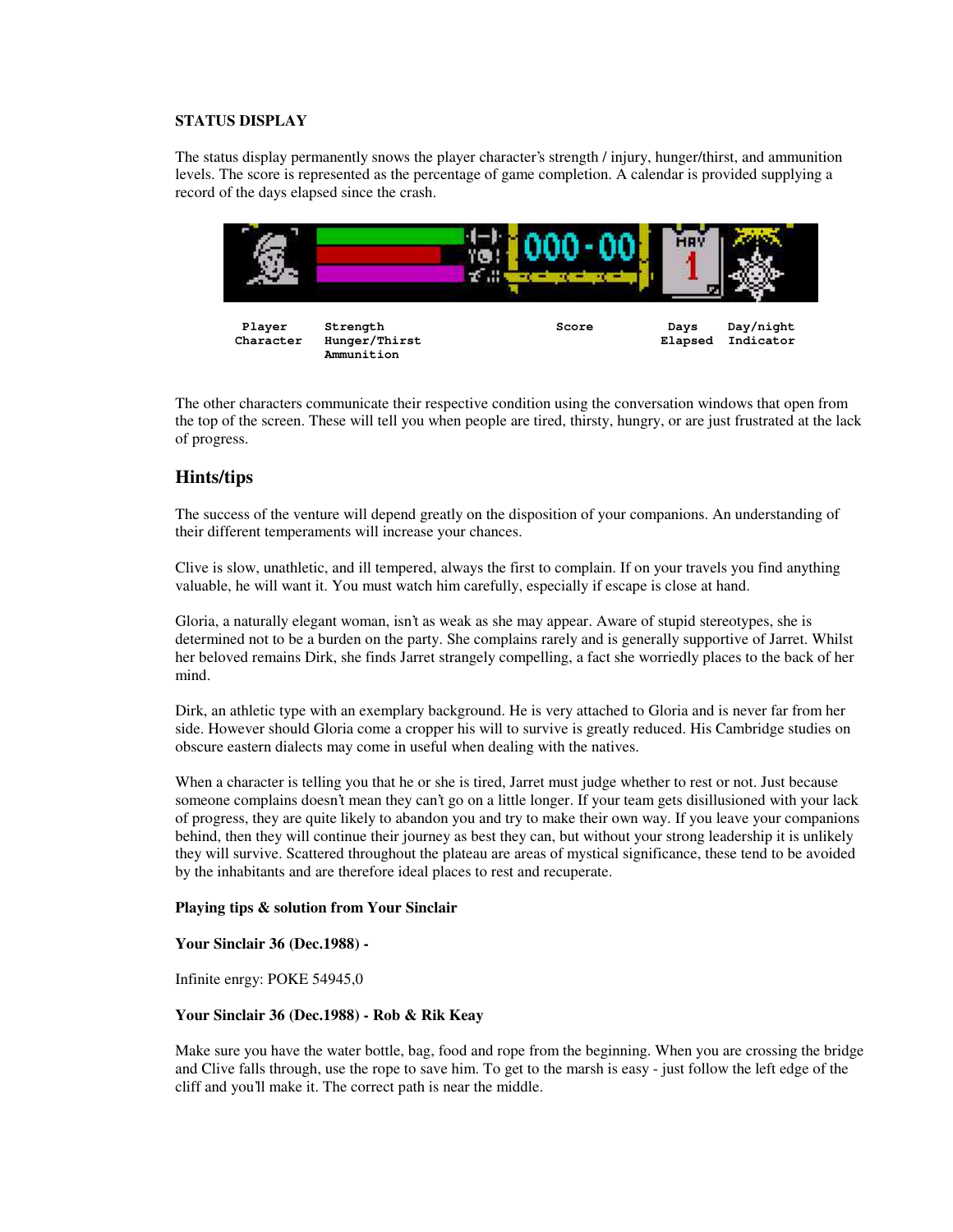**STATUS DISPLAY**

The status display permanently snows the player character's strength / injury, hunger/thirst, and ammunition levels. The score is represented as the percentage of game completion. A calendar is provided supplying a record of the days elapsed since the crash.

Player Character | Strength Hunger/Thirst Ammunition | Score | Days Elapsed | Day/night Indicator

The other characters communicate their respective condition using the conversation windows that open from the top of the screen. These will tell you when people are tired, thirsty, hungry, or are just frustrated at the lack of progress.

## Hints/tips

The success of the venture will depend greatly on the disposition of your companions. An understanding of their different temperaments will increase your chances.

Clive is slow, unathletic, and ill tempered, always the first to complain. If on your travels you find anything valuable, he will want it. You must watch him carefully, especially if escape is close at hand.

Gloria, a naturally elegant woman, isn't as weak as she may appear. Aware of stupid stereotypes, she is determined not to be a burden on the party. She complains rarely and is generally supportive of Jarret. Whilst her beloved remains Dirk, she finds Jarret strangely compelling, a fact she worriedly places to the back of her mind.

Dirk, an athletic type with an exemplary background. He is very attached to Gloria and is never far from her side. However should Gloria come a cropper his will to survive is greatly reduced. His Cambridge studies on obscure eastern dialects may come in useful when dealing with the natives.

When a character is telling you that he or she is tired, Jarret must judge whether to rest or not. Just because someone complains doesn't mean they can't go on a little longer. If your team gets disillusioned with your lack of progress, they are quite likely to abandon you and try to make their own way. If you leave your companions behind, then they will continue their journey as best they can, but without your strong leadership it is unlikely they will survive. Scattered throughout the plateau are areas of mystical significance, these tend to be avoided by the inhabitants and are therefore ideal places to rest and recuperate.

**Playing tips & solution from Your Sinclair**

**Your Sinclair 36 (Dec.1988) -**

Infinite enrgy: POKE 54945,0

**Your Sinclair 36 (Dec.1988) - Rob & Rik Keay**

Make sure you have the water bottle, bag, food and rope from the beginning. When you are crossing the bridge and Clive falls through, use the rope to save him. To get to the marsh is easy - just follow the left edge of the cliff and you'll make it. The correct path is near the middle.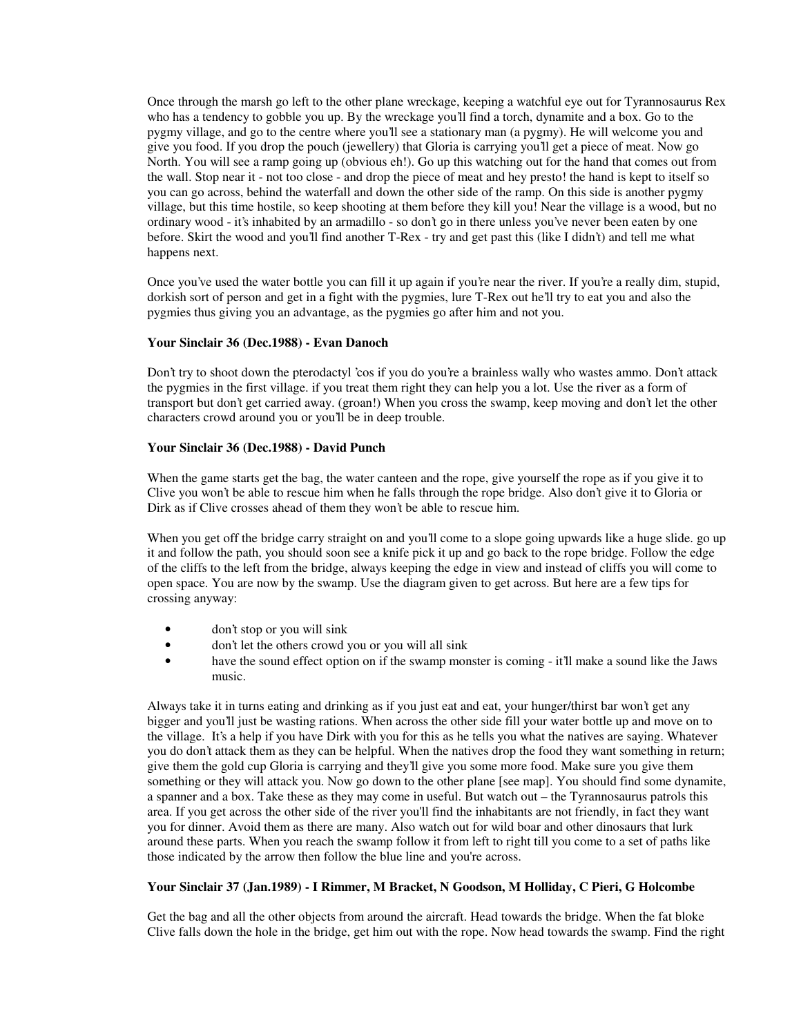Once through the marsh go left to the other plane wreckage, keeping a watchful eye out for Tyrannosaurus Rex who has a tendency to gobble you up. By the wreckage you'll find a torch, dynamite and a box. Go to the pygmy village, and go to the centre where you'll see a stationary man (a pygmy). He will welcome you and give you food. If you drop the pouch (jewellery) that Gloria is carrying you'll get a piece of meat. Now go North. You will see a ramp going up (obvious eh!). Go up this watching out for the hand that comes out from the wall. Stop near it - not too close - and drop the piece of meat and hey presto! the hand is kept to itself so you can go across, behind the waterfall and down the other side of the ramp. On this side is another pygmy village, but this time hostile, so keep shooting at them before they kill you! Near the village is a wood, but no ordinary wood - it's inhabited by an armadillo - so don't go in there unless you've never been eaten by one before. Skirt the wood and you'll find another T-Rex - try and get past this (like I didn't) and tell me what happens next.

Once you've used the water bottle you can fill it up again if you're near the river. If you're a really dim, stupid, dorkish sort of person and get in a fight with the pygmies, lure T-Rex out he'll try to eat you and also the pygmies thus giving you an advantage, as the pygmies go after him and not you.

**Your Sinclair 36 (Dec.1988) - Evan Danoch**

Don't try to shoot down the pterodactyl 'cos if you do you're a brainless wally who wastes ammo. Don't attack the pygmies in the first village. if you treat them right they can help you a lot. Use the river as a form of transport but don't get carried away. (groan!) When you cross the swamp, keep moving and don't let the other characters crowd around you or you'll be in deep trouble.

**Your Sinclair 36 (Dec.1988) - David Punch**

When the game starts get the bag, the water canteen and the rope, give yourself the rope as if you give it to Clive you won't be able to rescue him when he falls through the rope bridge. Also don't give it to Gloria or Dirk as if Clive crosses ahead of them they won't be able to rescue him.

When you get off the bridge carry straight on and you'll come to a slope going upwards like a huge slide. go up it and follow the path, you should soon see a knife pick it up and go back to the rope bridge. Follow the edge of the cliffs to the left from the bridge, always keeping the edge in view and instead of cliffs you will come to open space. You are now by the swamp. Use the diagram given to get across. But here are a few tips for crossing anyway:

- don't stop or you will sink
- don't let the others crowd you or you will all sink
- have the sound effect option on if the swamp monster is coming - it'll make a sound like the Jaws music.

Always take it in turns eating and drinking as if you just eat and eat, your hunger/thirst bar won't get any bigger and you'll just be wasting rations. When across the other side fill your water bottle up and move on to the village. It's a help if you have Dirk with you for this as he tells you what the natives are saying. Whatever you do don't attack them as they can be helpful. When the natives drop the food they want something in return; give them the gold cup Gloria is carrying and they'll give you some more food. Make sure you give them something or they will attack you. Now go down to the other plane [see map]. You should find some dynamite, a spanner and a box. Take these as they may come in useful. But watch out – the Tyrannosaurus patrols this area. If you get across the other side of the river you'll find the inhabitants are not friendly, in fact they want you for dinner. Avoid them as there are many. Also watch out for wild boar and other dinosaurs that lurk around these parts. When you reach the swamp follow it from left to right till you come to a set of paths like those indicated by the arrow then follow the blue line and you're across.

**Your Sinclair 37 (Jan.1989) - I Rimmer, M Bracket, N Goodson, M Holliday, C Pieri, G Holcombe**

Get the bag and all the other objects from around the aircraft. Head towards the bridge. When the fat bloke Clive falls down the hole in the bridge, get him out with the rope. Now head towards the swamp. Find the right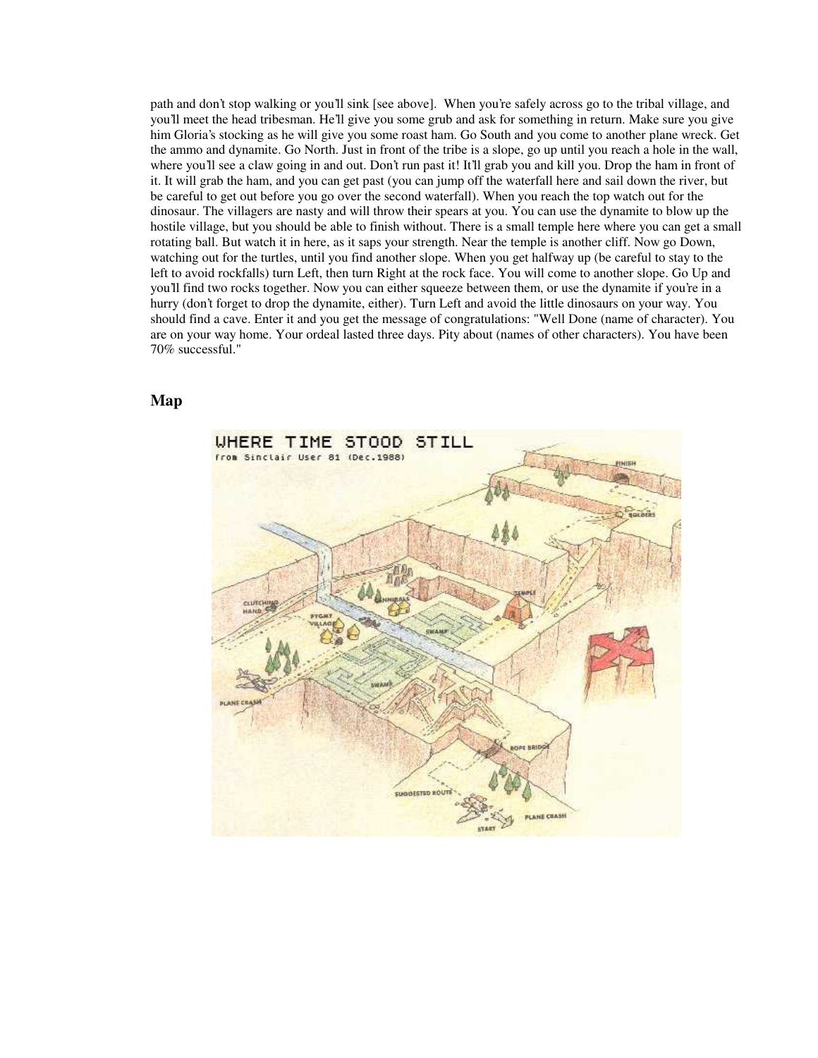path and don't stop walking or you'll sink [see above]. When you're safely across go to the tribal village, and you'll meet the head tribesman. He'll give you some grub and ask for something in return. Make sure you give him Gloria's stocking as he will give you some roast ham. Go South and you come to another plane wreck. Get the ammo and dynamite. Go North. Just in front of the tribe is a slope, go up until you reach a hole in the wall, where you'll see a claw going in and out. Don't run past it! It'll grab you and kill you. Drop the ham in front of it. It will grab the ham, and you can get past (you can jump off the waterfall here and sail down the river, but be careful to get out before you go over the second waterfall). When you reach the top watch out for the dinosaur. The villagers are nasty and will throw their spears at you. You can use the dynamite to blow up the hostile village, but you should be able to finish without. There is a small temple here where you can get a small rotating ball. But watch it in here, as it saps your strength. Near the temple is another cliff. Now go Down, watching out for the turtles, until you find another slope. When you get halfway up (be careful to stay to the left to avoid rockfalls) turn Left, then turn Right at the rock face. You will come to another slope. Go Up and you'll find two rocks together. Now you can either squeeze between them, or use the dynamite if you're in a hurry (don't forget to drop the dynamite, either). Turn Left and avoid the little dinosaurs on your way. You should find a cave. Enter it and you get the message of congratulations: "Well Done (name of character). You are on your way home. Your ordeal lasted three days. Pity about (names of other characters). You have been 70% successful."

## Map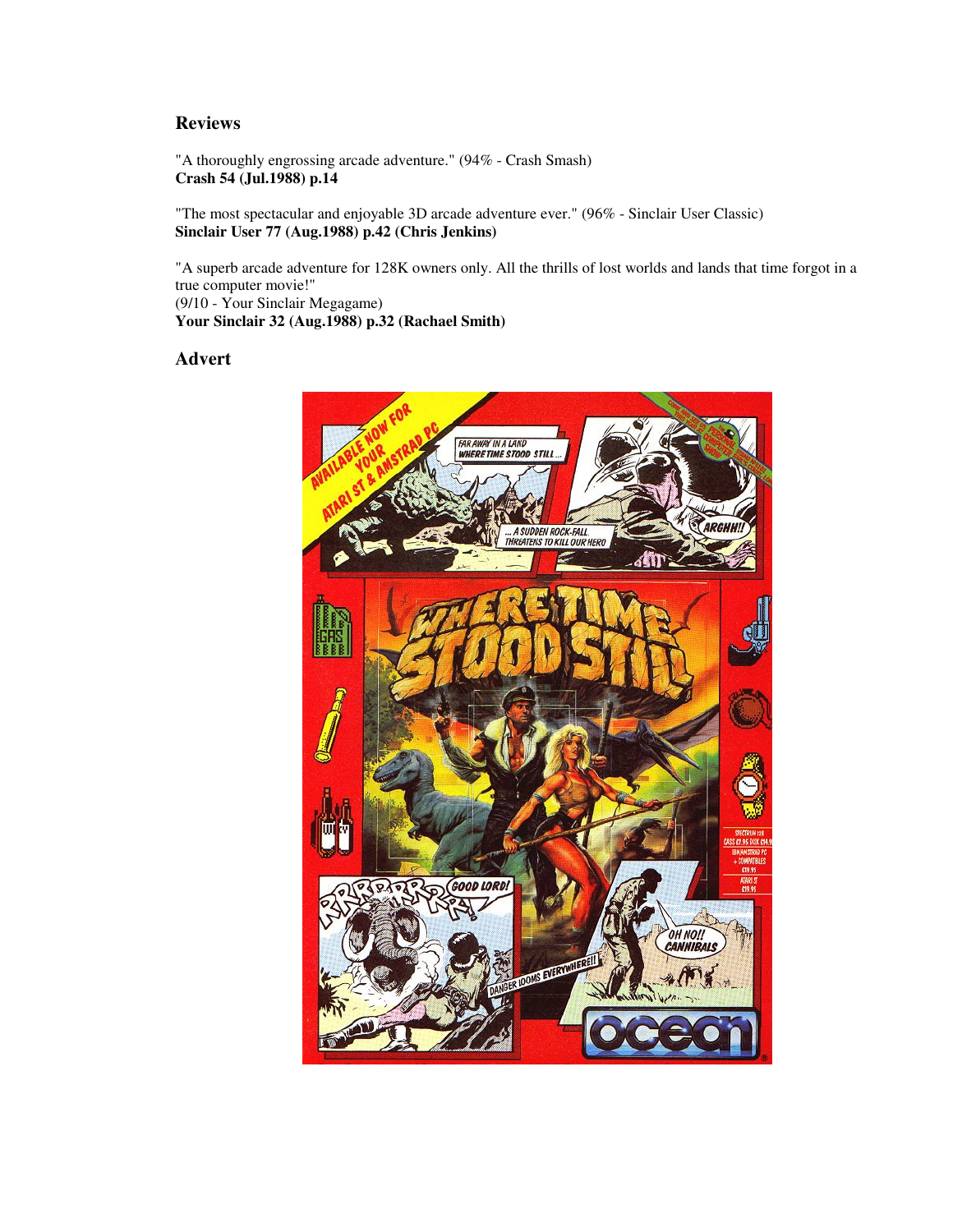## Reviews

"A thoroughly engrossing arcade adventure." (94% - Crash Smash)
**Crash 54 (Jul.1988) p.14**

"The most spectacular and enjoyable 3D arcade adventure ever." (96% - Sinclair User Classic)
**Sinclair User 77 (Aug.1988) p.42 (Chris Jenkins)**

"A superb arcade adventure for 128K owners only. All the thrills of lost worlds and lands that time forgot in a true computer movie!"
(9/10 - Your Sinclair Megagame)
**Your Sinclair 32 (Aug.1988) p.32 (Rachael Smith)**

## Advert